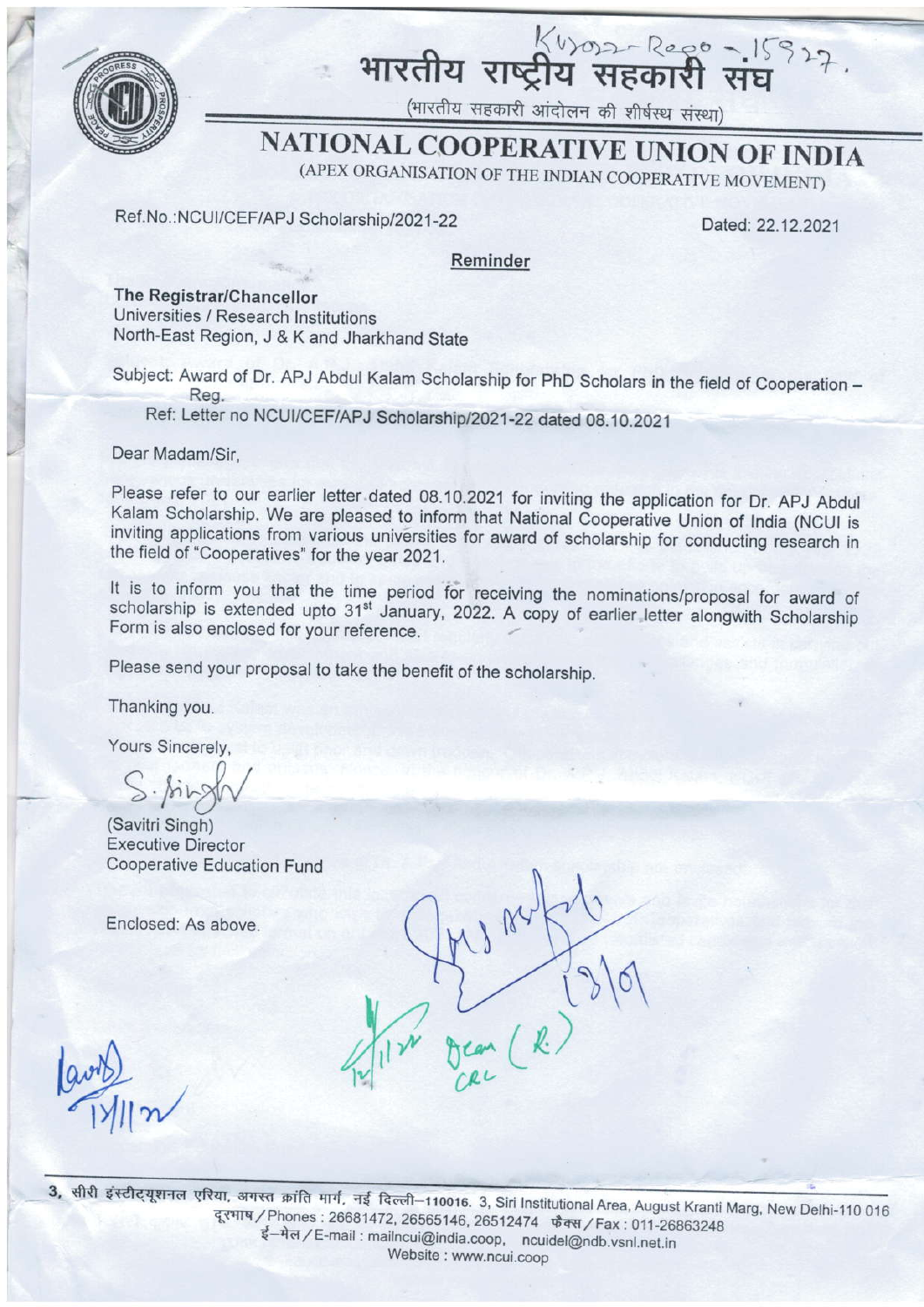# भारतीय राष्ट्रीय सहकारी संघ

(भारतीय सहकारी आंदोलन की शीर्षस्थ संस्था)

# NATIONAL COOPERATIVE UNION OF INDIA

(APEX ORGANISATION OF THE INDIAN COOPERATIVE MOVEMENT)

Ref.No.:NCUI/CEF/APJ Scholarship/2021-22

Dated: 22.12.2021

**Reminder**

**The Registrar/Chancellor**
Universities / Research Institutions
North-East Region, J & K and Jharkhand State

Subject: Award of Dr. APJ Abdul Kalam Scholarship for PhD Scholars in the field of Cooperation – Reg.

Ref: Letter no NCUI/CEF/APJ Scholarship/2021-22 dated 08.10.2021

Dear Madam/Sir,

Please refer to our earlier letter dated 08.10.2021 for inviting the application for Dr. APJ Abdul Kalam Scholarship. We are pleased to inform that National Cooperative Union of India (NCUI is inviting applications from various universities for award of scholarship for conducting research in the field of "Cooperatives" for the year 2021.

It is to inform you that the time period for receiving the nominations/proposal for award of scholarship is extended upto 31st January, 2022. A copy of earlier letter alongwith Scholarship Form is also enclosed for your reference.

Please send your proposal to take the benefit of the scholarship.

Thanking you.

Yours Sincerely,

(Savitri Singh)
Executive Director
Cooperative Education Fund

Enclosed: As above.

3, सीरी इंस्टीट्यूशनल एरिया, अगस्त क्रांति मार्ग, नई दिल्ली–110016. 3, Siri Institutional Area, August Kranti Marg, New Delhi-110 016
दूरभाष / Phones : 26681472, 26565146, 26512474 फैक्स / Fax : 011-26863248
ई–मेल / E-mail : mailncui@india.coop, ncuidel@ndb.vsnl.net.in
Website : www.ncui.coop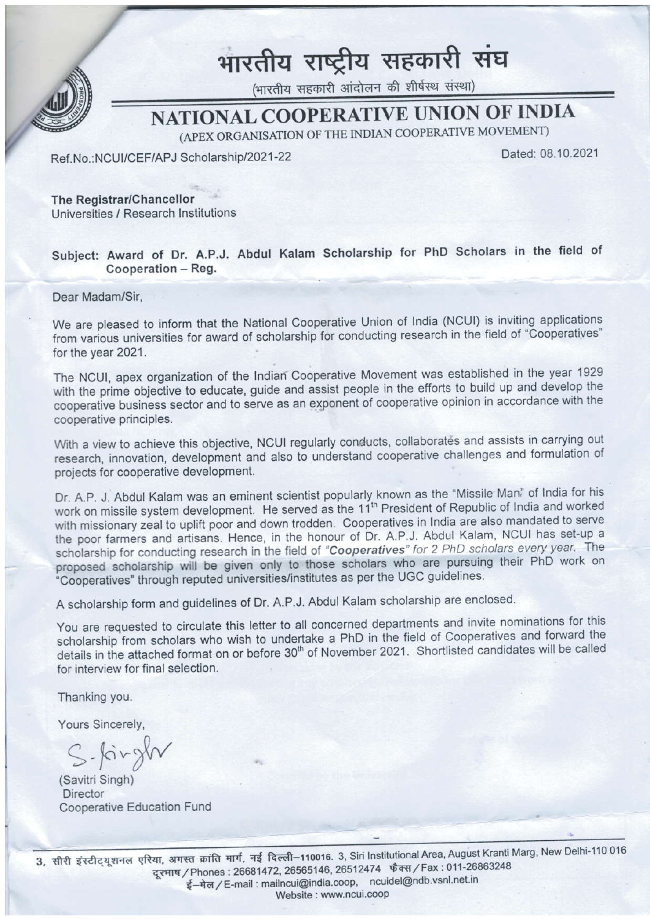# भारतीय राष्ट्रीय सहकारी संघ

(भारतीय सहकारी आंदोलन की शीर्षस्थ संस्था)

# NATIONAL COOPERATIVE UNION OF INDIA

(APEX ORGANISATION OF THE INDIAN COOPERATIVE MOVEMENT)

Ref.No.:NCUI/CEF/APJ Scholarship/2021-22

Dated: 08.10.2021

**The Registrar/Chancellor**
Universities / Research Institutions

**Subject: Award of Dr. A.P.J. Abdul Kalam Scholarship for PhD Scholars in the field of Cooperation – Reg.**

Dear Madam/Sir,

We are pleased to inform that the National Cooperative Union of India (NCUI) is inviting applications from various universities for award of scholarship for conducting research in the field of "Cooperatives" for the year 2021.

The NCUI, apex organization of the Indian Cooperative Movement was established in the year 1929 with the prime objective to educate, guide and assist people in the efforts to build up and develop the cooperative business sector and to serve as an exponent of cooperative opinion in accordance with the cooperative principles.

With a view to achieve this objective, NCUI regularly conducts, collaborates and assists in carrying out research, innovation, development and also to understand cooperative challenges and formulation of projects for cooperative development.

Dr. A.P. J. Abdul Kalam was an eminent scientist popularly known as the "Missile Man" of India for his work on missile system development. He served as the 11th President of Republic of India and worked with missionary zeal to uplift poor and down trodden. Cooperatives in India are also mandated to serve the poor farmers and artisans. Hence, in the honour of Dr. A.P.J. Abdul Kalam, NCUI has set-up a scholarship for conducting research in the field of ***"Cooperatives"*** *for 2 PhD scholars every year*. The proposed scholarship will be given only to those scholars who are pursuing their PhD work on "Cooperatives" through reputed universities/institutes as per the UGC guidelines.

A scholarship form and guidelines of Dr. A.P.J. Abdul Kalam scholarship are enclosed.

You are requested to circulate this letter to all concerned departments and invite nominations for this scholarship from scholars who wish to undertake a PhD in the field of Cooperatives and forward the details in the attached format on or before 30th of November 2021. Shortlisted candidates will be called for interview for final selection.

Thanking you.

Yours Sincerely,

S. Singh

(Savitri Singh)
Director
Cooperative Education Fund

3, सीरी इंस्टीट्यूशनल एरिया, अगस्त क्रांति मार्ग, नई दिल्ली–110016. 3, Siri Institutional Area, August Kranti Marg, New Delhi-110 016
दूरभाष / Phones : 26681472, 26565146, 26512474 फैक्स / Fax : 011-26863248
ई–मेल / E-mail : mailncui@india.coop, ncuidel@ndb.vsnl.net.in
Website : www.ncui.coop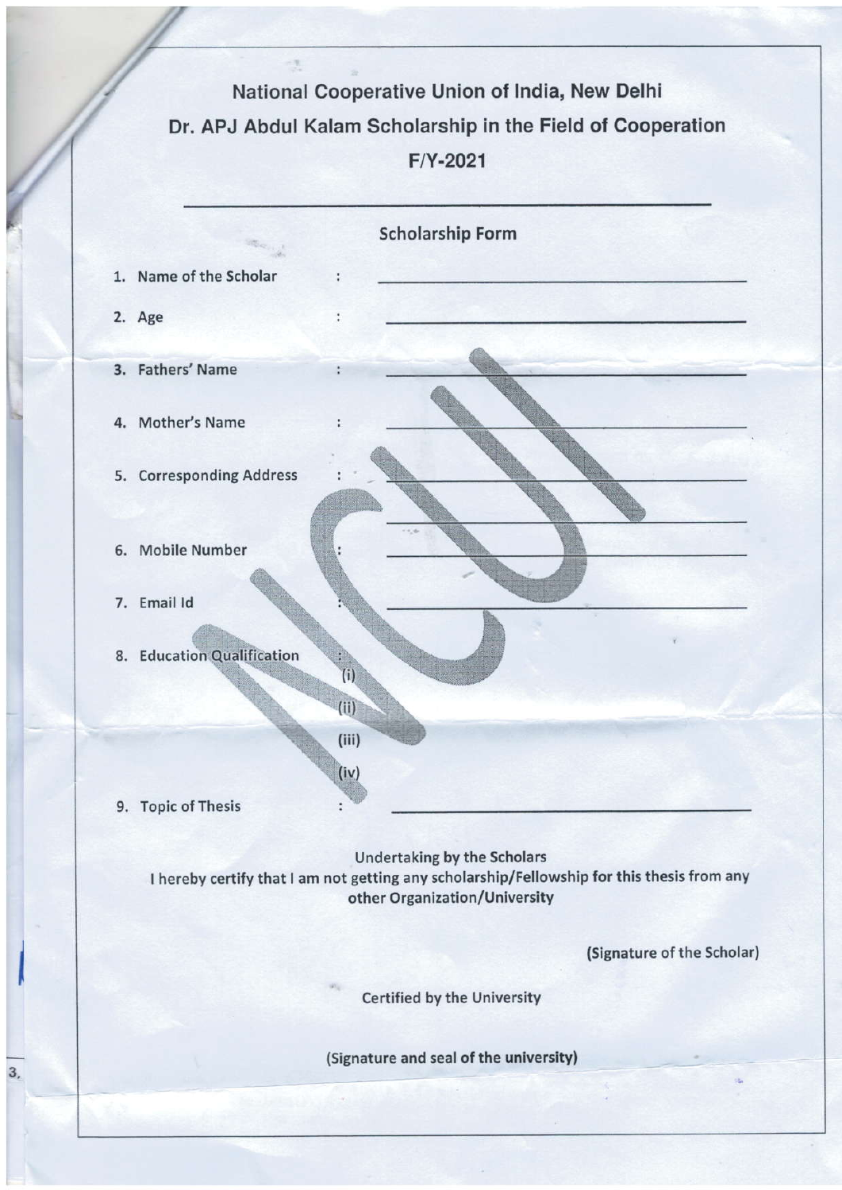# National Cooperative Union of India, New Delhi

## Dr. APJ Abdul Kalam Scholarship in the Field of Cooperation

## F/Y-2021

---

### Scholarship Form

1. Name of the Scholar : ______________________
2. Age : ______________________
3. Fathers' Name : ______________________
4. Mother's Name : ______________________
5. Corresponding Address : ______________________

   ______________________
6. Mobile Number : ______________________
7. Email Id : ______________________
8. Education Qualification :
   (i)
   (ii)
   (iii)
   (iv)
9. Topic of Thesis : ______________________

**Undertaking by the Scholars**

**I hereby certify that I am not getting any scholarship/Fellowship for this thesis from any other Organization/University**

**(Signature of the Scholar)**

**Certified by the University**

**(Signature and seal of the university)**